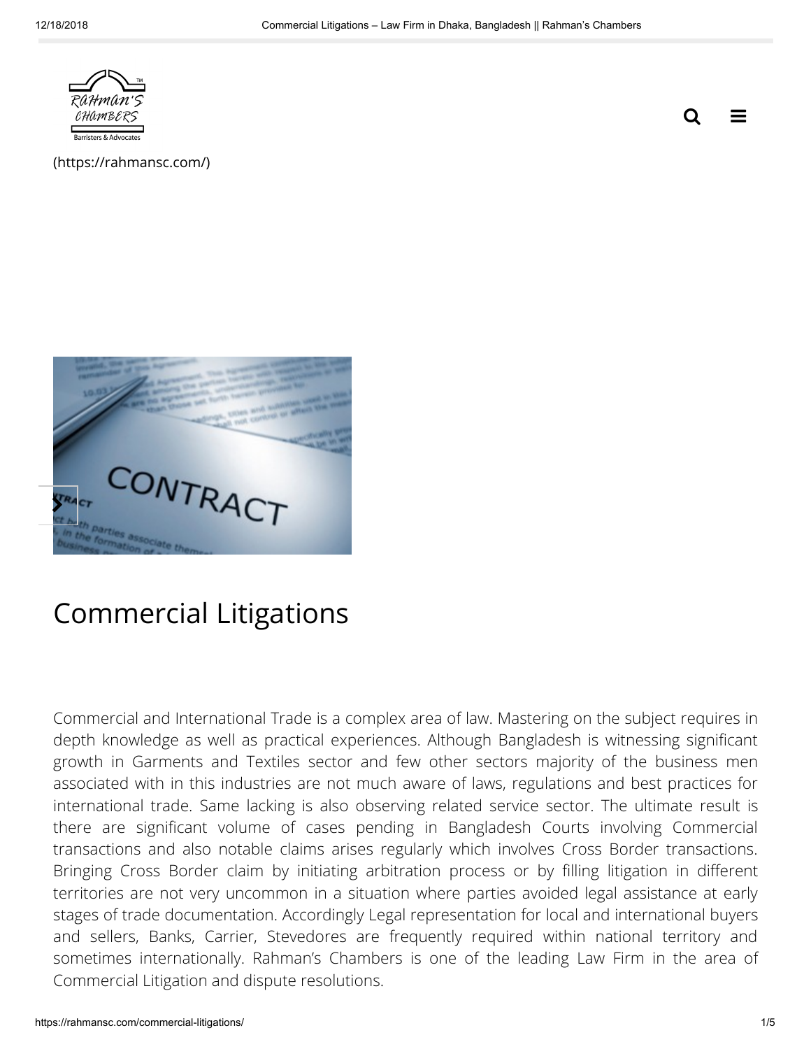(https://rahmansc.com/)

# Commercial Litigations

Commercial and International Trade is a complex area of law. Mastering on the subject requires in depth knowledge as well as practical experiences. Although Bangladesh is witnessing significant growth in Garments and Textiles sector and few other sectors majority of the business men associated with in this industries are not much aware of laws, regulations and best practices for international trade. Same lacking is also observing related service sector. The ultimate result is there are significant volume of cases pending in Bangladesh Courts involving Commercial transactions and also notable claims arises regularly which involves Cross Border transactions. Bringing Cross Border claim by initiating arbitration process or by filling litigation in different territories are not very uncommon in a situation where parties avoided legal assistance at early stages of trade documentation. Accordingly Legal representation for local and international buyers and sellers, Banks, Carrier, Stevedores are frequently required within national territory and sometimes internationally. Rahman's Chambers is one of the leading Law Firm in the area of Commercial Litigation and dispute resolutions.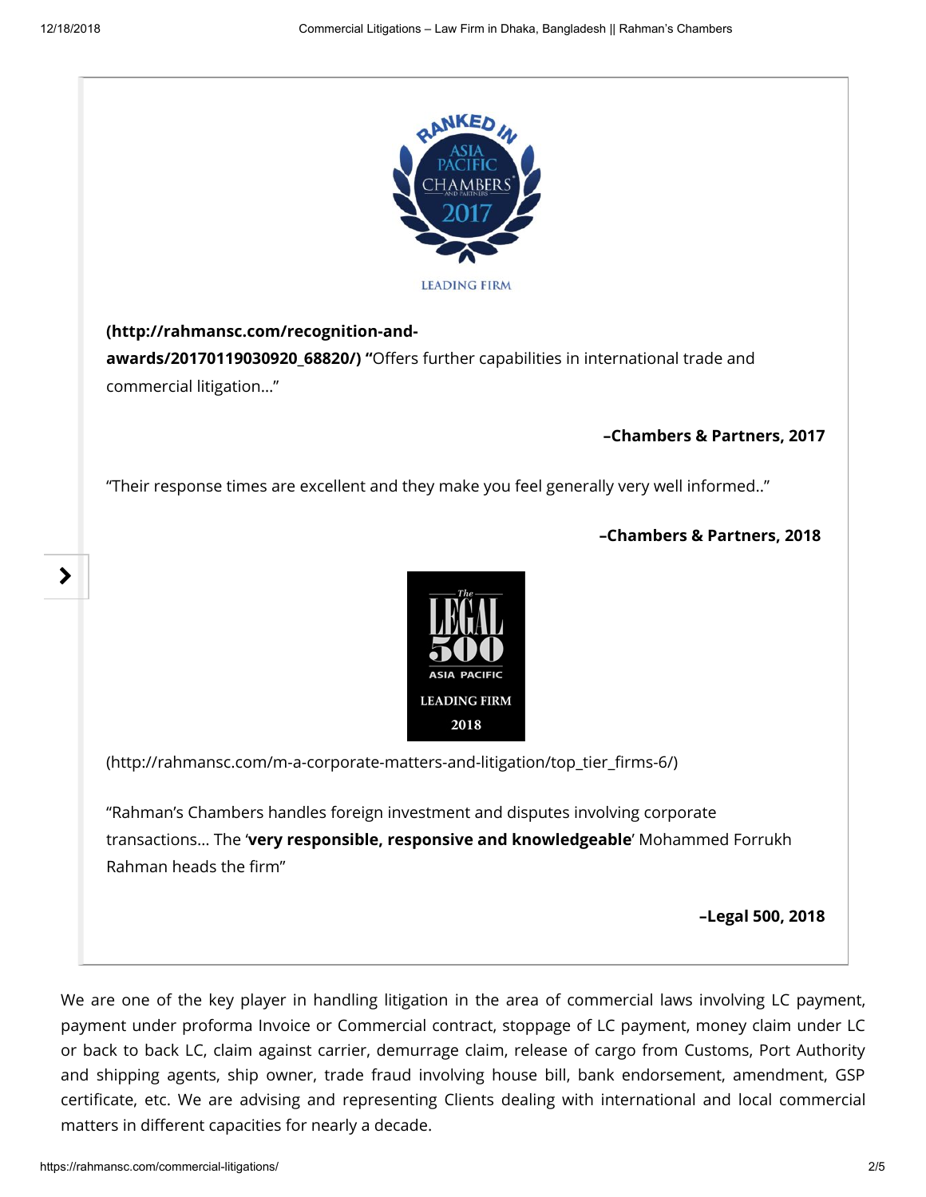**(http://rahmansc.com/recognition-and-awards/20170119030920_68820/) "**Offers further capabilities in international trade and commercial litigation…"

**–Chambers & Partners, 2017**

"Their response times are excellent and they make you feel generally very well informed.."

**–Chambers & Partners, 2018**

(http://rahmansc.com/m-a-corporate-matters-and-litigation/top_tier_firms-6/)

"Rahman's Chambers handles foreign investment and disputes involving corporate transactions… The '**very responsible, responsive and knowledgeable**' Mohammed Forrukh Rahman heads the firm"

**–Legal 500, 2018**

We are one of the key player in handling litigation in the area of commercial laws involving LC payment, payment under proforma Invoice or Commercial contract, stoppage of LC payment, money claim under LC or back to back LC, claim against carrier, demurrage claim, release of cargo from Customs, Port Authority and shipping agents, ship owner, trade fraud involving house bill, bank endorsement, amendment, GSP certificate, etc. We are advising and representing Clients dealing with international and local commercial matters in different capacities for nearly a decade.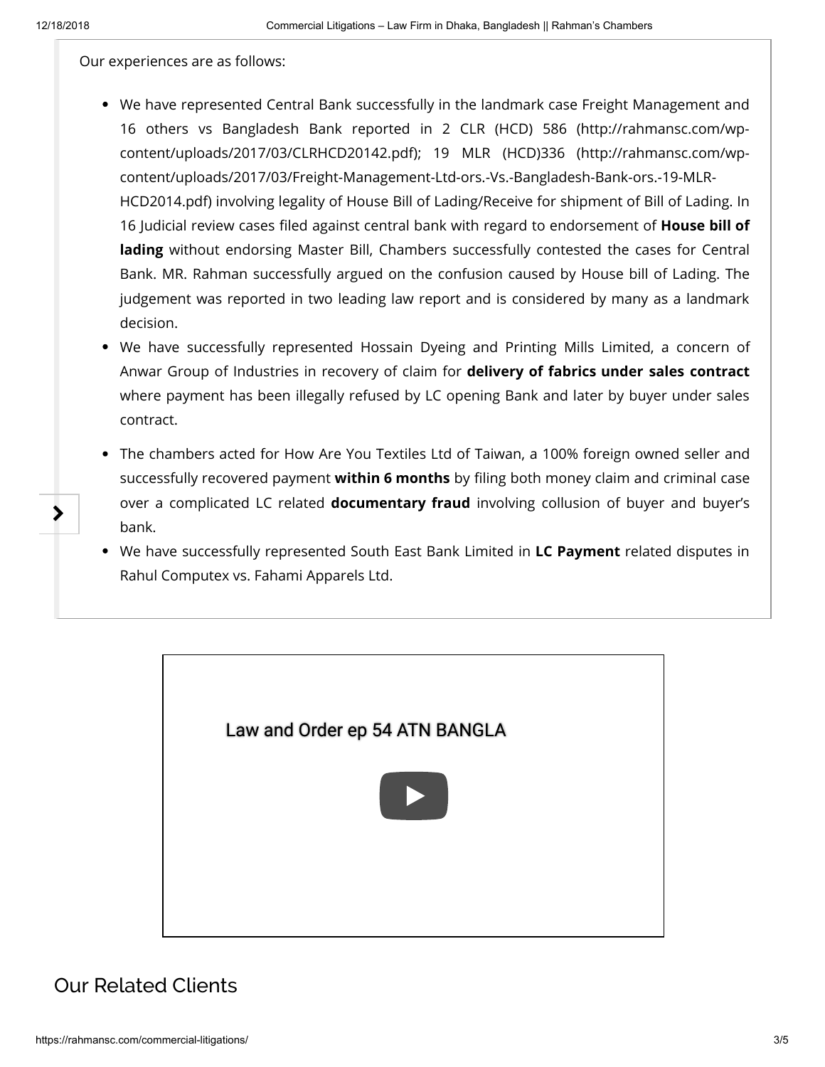Our experiences are as follows:

- We have represented Central Bank successfully in the landmark case Freight Management and 16 others vs Bangladesh Bank reported in 2 CLR (HCD) 586 (http://rahmansc.com/wp-content/uploads/2017/03/CLRHCD20142.pdf); 19 MLR (HCD)336 (http://rahmansc.com/wp-content/uploads/2017/03/Freight-Management-Ltd-ors.-Vs.-Bangladesh-Bank-ors.-19-MLR-HCD2014.pdf) involving legality of House Bill of Lading/Receive for shipment of Bill of Lading. In 16 Judicial review cases filed against central bank with regard to endorsement of **House bill of lading** without endorsing Master Bill, Chambers successfully contested the cases for Central Bank. MR. Rahman successfully argued on the confusion caused by House bill of Lading. The judgement was reported in two leading law report and is considered by many as a landmark decision.
- We have successfully represented Hossain Dyeing and Printing Mills Limited, a concern of Anwar Group of Industries in recovery of claim for **delivery of fabrics under sales contract** where payment has been illegally refused by LC opening Bank and later by buyer under sales contract.
- The chambers acted for How Are You Textiles Ltd of Taiwan, a 100% foreign owned seller and successfully recovered payment **within 6 months** by filing both money claim and criminal case over a complicated LC related **documentary fraud** involving collusion of buyer and buyer's bank.
- We have successfully represented South East Bank Limited in **LC Payment** related disputes in Rahul Computex vs. Fahami Apparels Ltd.

Law and Order ep 54 ATN BANGLA

## Our Related Clients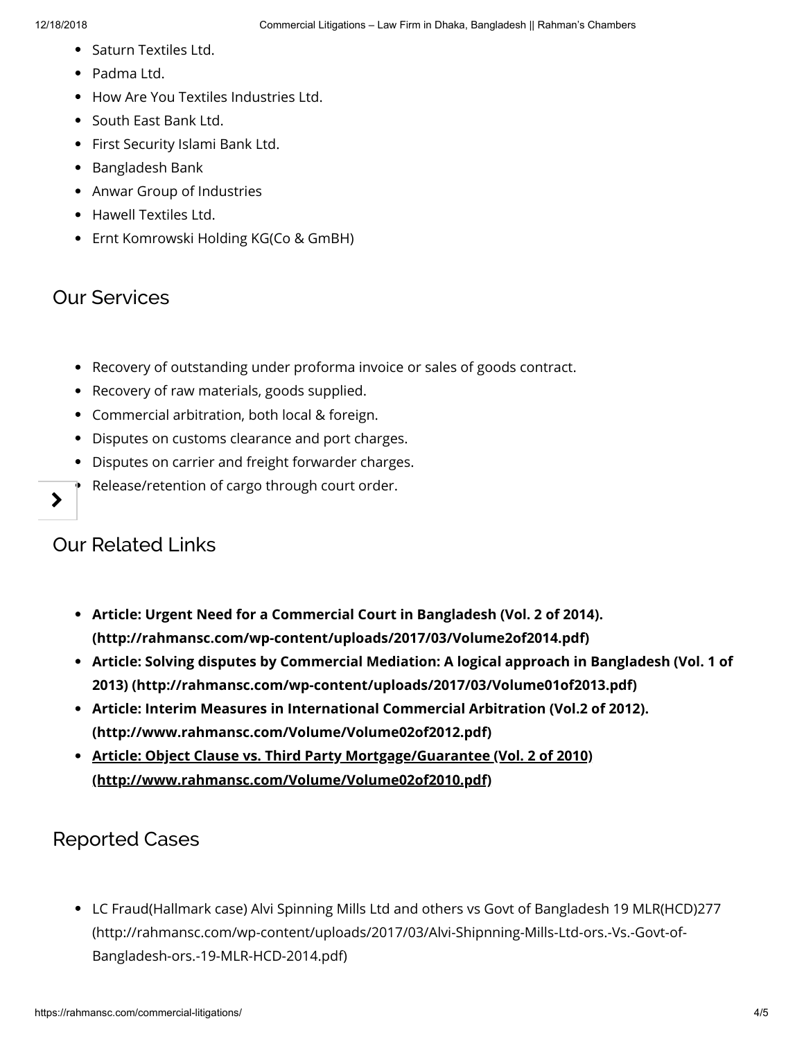- Saturn Textiles Ltd.
- Padma Ltd.
- How Are You Textiles Industries Ltd.
- South East Bank Ltd.
- First Security Islami Bank Ltd.
- Bangladesh Bank
- Anwar Group of Industries
- Hawell Textiles Ltd.
- Ernt Komrowski Holding KG(Co & GmBH)

## Our Services

- Recovery of outstanding under proforma invoice or sales of goods contract.
- Recovery of raw materials, goods supplied.
- Commercial arbitration, both local & foreign.
- Disputes on customs clearance and port charges.
- Disputes on carrier and freight forwarder charges.
- Release/retention of cargo through court order.

## Our Related Links

- **Article: Urgent Need for a Commercial Court in Bangladesh (Vol. 2 of 2014). (http://rahmansc.com/wp-content/uploads/2017/03/Volume2of2014.pdf)**
- **Article: Solving disputes by Commercial Mediation: A logical approach in Bangladesh (Vol. 1 of 2013) (http://rahmansc.com/wp-content/uploads/2017/03/Volume01of2013.pdf)**
- **Article: Interim Measures in International Commercial Arbitration (Vol.2 of 2012). (http://www.rahmansc.com/Volume/Volume02of2012.pdf)**
- **Article: Object Clause vs. Third Party Mortgage/Guarantee (Vol. 2 of 2010) (http://www.rahmansc.com/Volume/Volume02of2010.pdf)**

## Reported Cases

- LC Fraud(Hallmark case) Alvi Spinning Mills Ltd and others vs Govt of Bangladesh 19 MLR(HCD)277 (http://rahmansc.com/wp-content/uploads/2017/03/Alvi-Shipnning-Mills-Ltd-ors.-Vs.-Govt-of-Bangladesh-ors.-19-MLR-HCD-2014.pdf)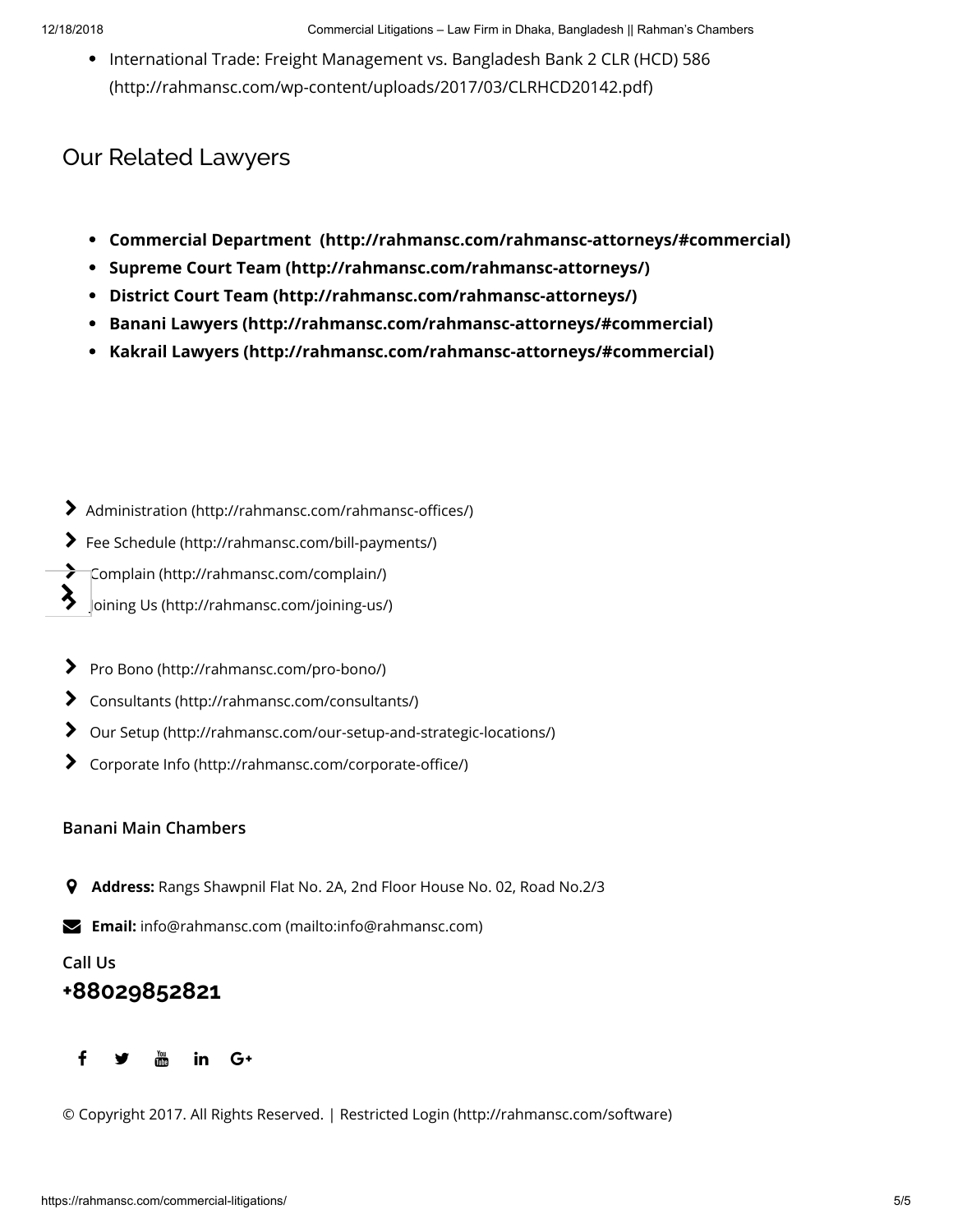- International Trade: Freight Management vs. Bangladesh Bank 2 CLR (HCD) 586 (http://rahmansc.com/wp-content/uploads/2017/03/CLRHCD20142.pdf)

## Our Related Lawyers

- **Commercial Department (http://rahmansc.com/rahmansc-attorneys/#commercial)**
- **Supreme Court Team (http://rahmansc.com/rahmansc-attorneys/)**
- **District Court Team (http://rahmansc.com/rahmansc-attorneys/)**
- **Banani Lawyers (http://rahmansc.com/rahmansc-attorneys/#commercial)**
- **Kakrail Lawyers (http://rahmansc.com/rahmansc-attorneys/#commercial)**

- Administration (http://rahmansc.com/rahmansc-offices/)
- Fee Schedule (http://rahmansc.com/bill-payments/)
- Complain (http://rahmansc.com/complain/)
- Joining Us (http://rahmansc.com/joining-us/)

- Pro Bono (http://rahmansc.com/pro-bono/)
- Consultants (http://rahmansc.com/consultants/)
- Our Setup (http://rahmansc.com/our-setup-and-strategic-locations/)
- Corporate Info (http://rahmansc.com/corporate-office/)

**Banani Main Chambers**

**Address:** Rangs Shawpnil Flat No. 2A, 2nd Floor House No. 02, Road No.2/3

**Email:** info@rahmansc.com (mailto:info@rahmansc.com)

**Call Us**

**+88029852821**

© Copyright 2017. All Rights Reserved. | Restricted Login (http://rahmansc.com/software)